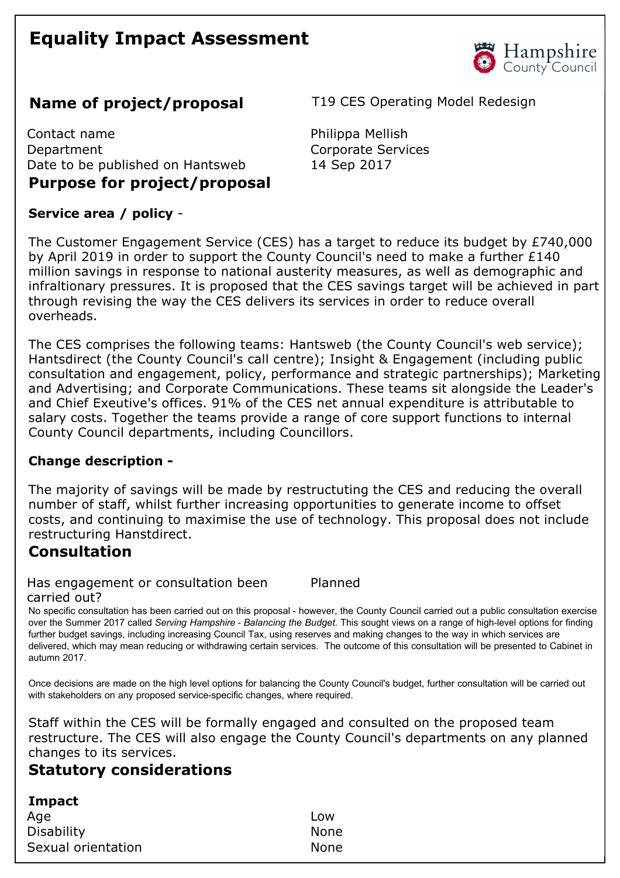# Equality Impact Assessment

Hampshire County Council

## Name of project/proposal

T19 CES Operating Model Redesign

| | |
|---|---|
| Contact name | Philippa Mellish |
| Department | Corporate Services |
| Date to be published on Hantsweb | 14 Sep 2017 |

## Purpose for project/proposal

**Service area / policy** -

The Customer Engagement Service (CES) has a target to reduce its budget by £740,000 by April 2019 in order to support the County Council's need to make a further £140 million savings in response to national austerity measures, as well as demographic and infraltionary pressures. It is proposed that the CES savings target will be achieved in part through revising the way the CES delivers its services in order to reduce overall overheads.

The CES comprises the following teams: Hantsweb (the County Council's web service); Hantsdirect (the County Council's call centre); Insight & Engagement (including public consultation and engagement, policy, performance and strategic partnerships); Marketing and Advertising; and Corporate Communications. These teams sit alongside the Leader's and Chief Exeutive's offices. 91% of the CES net annual expenditure is attributable to salary costs. Together the teams provide a range of core support functions to internal County Council departments, including Councillors.

**Change description -**

The majority of savings will be made by restructuting the CES and reducing the overall number of staff, whilst further increasing opportunities to generate income to offset costs, and continuing to maximise the use of technology. This proposal does not include restructuring Hanstdirect.

## Consultation

Has engagement or consultation been carried out? Planned

No specific consultation has been carried out on this proposal - however, the County Council carried out a public consultation exercise over the Summer 2017 called *Serving Hampshire - Balancing the Budget.* This sought views on a range of high-level options for finding further budget savings, including increasing Council Tax, using reserves and making changes to the way in which services are delivered, which may mean reducing or withdrawing certain services. The outcome of this consultation will be presented to Cabinet in autumn 2017.

Once decisions are made on the high level options for balancing the County Council's budget, further consultation will be carried out with stakeholders on any proposed service-specific changes, where required.

Staff within the CES will be formally engaged and consulted on the proposed team restructure. The CES will also engage the County Council's departments on any planned changes to its services.

## Statutory considerations

| **Impact** | |
|---|---|
| Age | Low |
| Disability | None |
| Sexual orientation | None |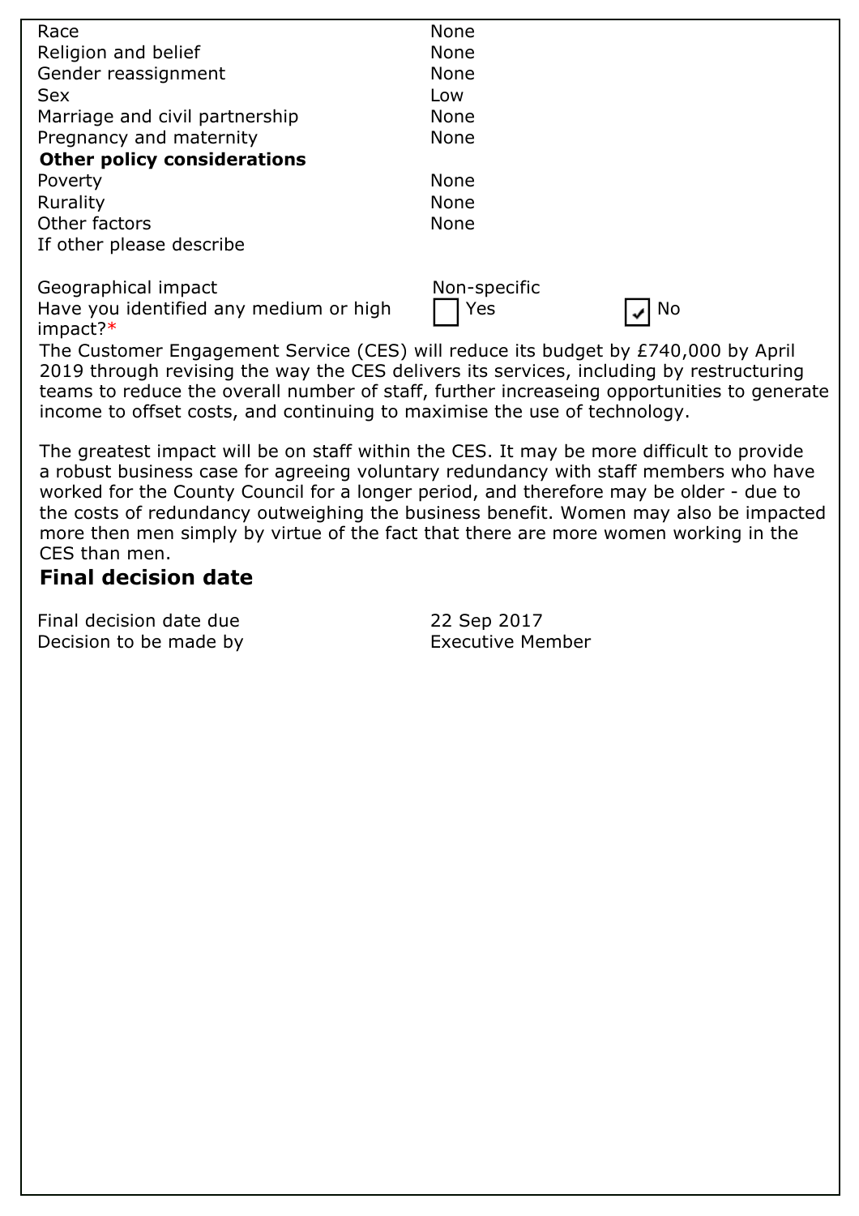| | |
|---|---|
| Race | None |
| Religion and belief | None |
| Gender reassignment | None |
| Sex | Low |
| Marriage and civil partnership | None |
| Pregnancy and maternity | None |
| **Other policy considerations** | |
| Poverty | None |
| Rurality | None |
| Other factors | None |
| If other please describe | |

| | | |
|---|---|---|
| Geographical impact | Non-specific | |
| Have you identified any medium or high impact?* | ☐ Yes | ☑ No |

The Customer Engagement Service (CES) will reduce its budget by £740,000 by April 2019 through revising the way the CES delivers its services, including by restructuring teams to reduce the overall number of staff, further increaseing opportunities to generate income to offset costs, and continuing to maximise the use of technology.

The greatest impact will be on staff within the CES. It may be more difficult to provide a robust business case for agreeing voluntary redundancy with staff members who have worked for the County Council for a longer period, and therefore may be older - due to the costs of redundancy outweighing the business benefit. Women may also be impacted more then men simply by virtue of the fact that there are more women working in the CES than men.

## Final decision date

| | |
|---|---|
| Final decision date due | 22 Sep 2017 |
| Decision to be made by | Executive Member |